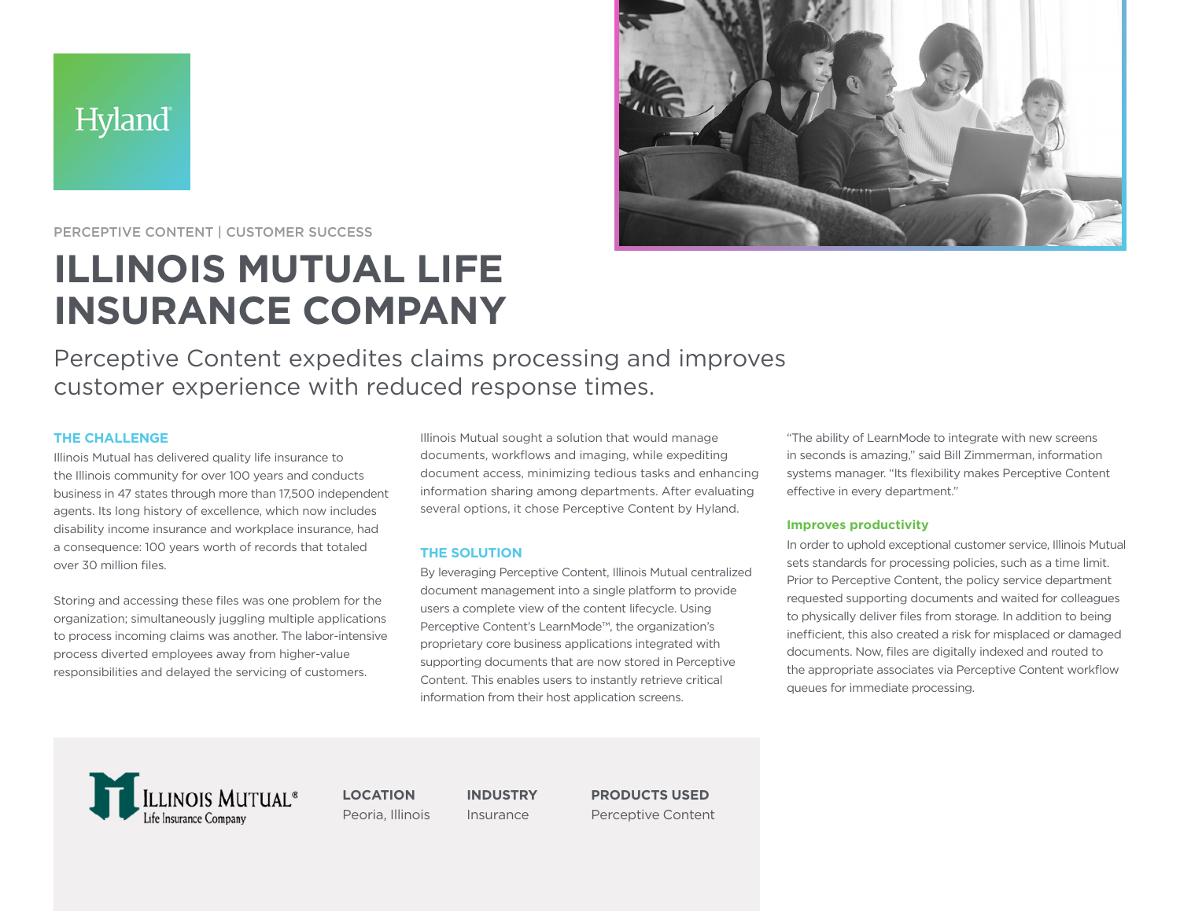Hyland

PERCEPTIVE CONTENT | CUSTOMER SUCCESS

# ILLINOIS MUTUAL LIFE INSURANCE COMPANY

Perceptive Content expedites claims processing and improves customer experience with reduced response times.

## THE CHALLENGE

Illinois Mutual has delivered quality life insurance to the Illinois community for over 100 years and conducts business in 47 states through more than 17,500 independent agents. Its long history of excellence, which now includes disability income insurance and workplace insurance, had a consequence: 100 years worth of records that totaled over 30 million files.

Storing and accessing these files was one problem for the organization; simultaneously juggling multiple applications to process incoming claims was another. The labor-intensive process diverted employees away from higher-value responsibilities and delayed the servicing of customers.

Illinois Mutual sought a solution that would manage documents, workflows and imaging, while expediting document access, minimizing tedious tasks and enhancing information sharing among departments. After evaluating several options, it chose Perceptive Content by Hyland.

## THE SOLUTION

By leveraging Perceptive Content, Illinois Mutual centralized document management into a single platform to provide users a complete view of the content lifecycle. Using Perceptive Content's LearnMode™, the organization's proprietary core business applications integrated with supporting documents that are now stored in Perceptive Content. This enables users to instantly retrieve critical information from their host application screens.

"The ability of LearnMode to integrate with new screens in seconds is amazing," said Bill Zimmerman, information systems manager. "Its flexibility makes Perceptive Content effective in every department."

### Improves productivity

In order to uphold exceptional customer service, Illinois Mutual sets standards for processing policies, such as a time limit. Prior to Perceptive Content, the policy service department requested supporting documents and waited for colleagues to physically deliver files from storage. In addition to being inefficient, this also created a risk for misplaced or damaged documents. Now, files are digitally indexed and routed to the appropriate associates via Perceptive Content workflow queues for immediate processing.

---

Illinois Mutual® Life Insurance Company

| LOCATION | INDUSTRY | PRODUCTS USED |
| --- | --- | --- |
| Peoria, Illinois | Insurance | Perceptive Content |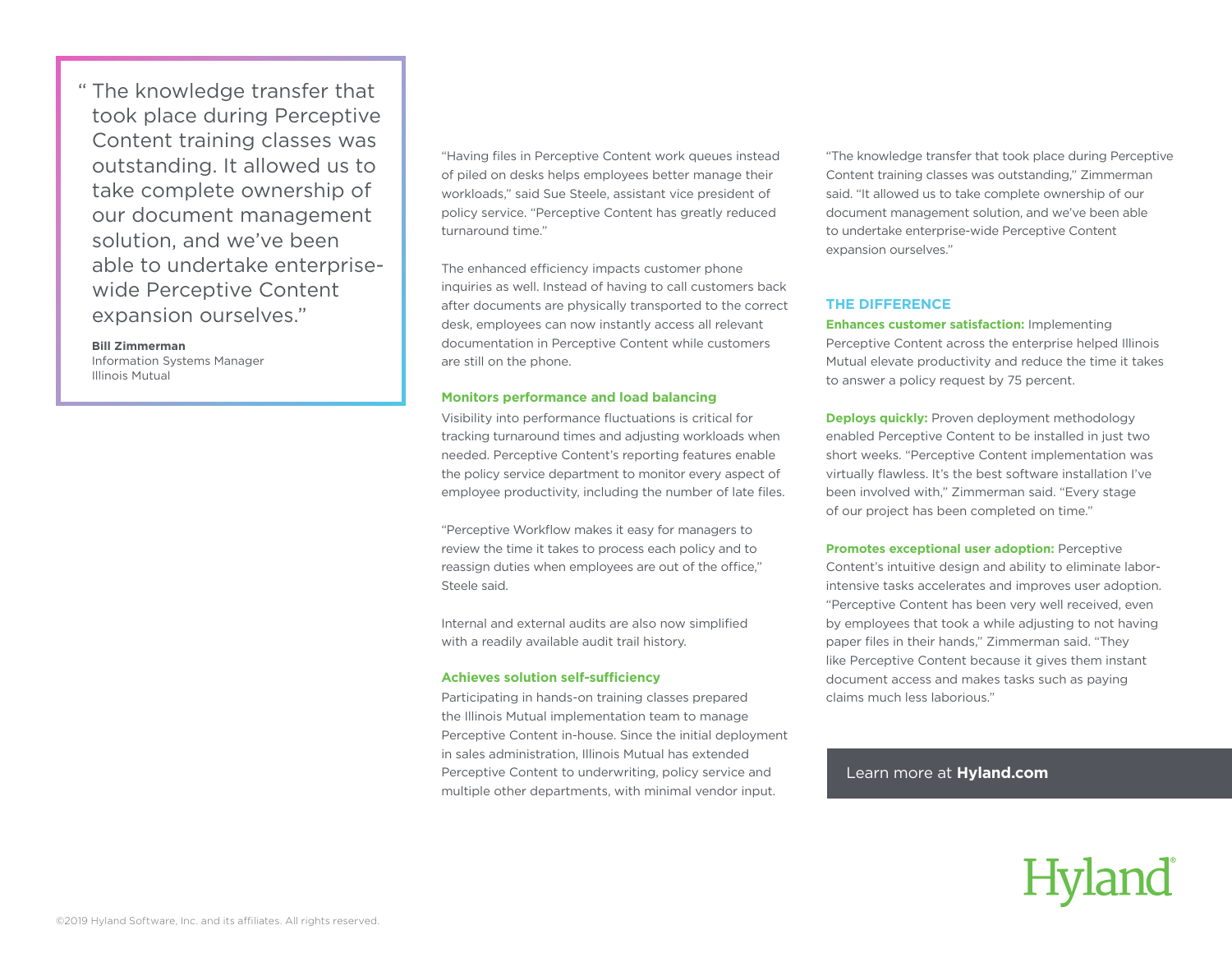> "The knowledge transfer that took place during Perceptive Content training classes was outstanding. It allowed us to take complete ownership of our document management solution, and we've been able to undertake enterprise-wide Perceptive Content expansion ourselves."
>
> **Bill Zimmerman**
> Information Systems Manager
> Illinois Mutual

"Having files in Perceptive Content work queues instead of piled on desks helps employees better manage their workloads," said Sue Steele, assistant vice president of policy service. "Perceptive Content has greatly reduced turnaround time."

The enhanced efficiency impacts customer phone inquiries as well. Instead of having to call customers back after documents are physically transported to the correct desk, employees can now instantly access all relevant documentation in Perceptive Content while customers are still on the phone.

**Monitors performance and load balancing**

Visibility into performance fluctuations is critical for tracking turnaround times and adjusting workloads when needed. Perceptive Content's reporting features enable the policy service department to monitor every aspect of employee productivity, including the number of late files.

"Perceptive Workflow makes it easy for managers to review the time it takes to process each policy and to reassign duties when employees are out of the office," Steele said.

Internal and external audits are also now simplified with a readily available audit trail history.

**Achieves solution self-sufficiency**

Participating in hands-on training classes prepared the Illinois Mutual implementation team to manage Perceptive Content in-house. Since the initial deployment in sales administration, Illinois Mutual has extended Perceptive Content to underwriting, policy service and multiple other departments, with minimal vendor input.

"The knowledge transfer that took place during Perceptive Content training classes was outstanding," Zimmerman said. "It allowed us to take complete ownership of our document management solution, and we've been able to undertake enterprise-wide Perceptive Content expansion ourselves."

## THE DIFFERENCE

**Enhances customer satisfaction:** Implementing Perceptive Content across the enterprise helped Illinois Mutual elevate productivity and reduce the time it takes to answer a policy request by 75 percent.

**Deploys quickly:** Proven deployment methodology enabled Perceptive Content to be installed in just two short weeks. "Perceptive Content implementation was virtually flawless. It's the best software installation I've been involved with," Zimmerman said. "Every stage of our project has been completed on time."

**Promotes exceptional user adoption:** Perceptive Content's intuitive design and ability to eliminate labor-intensive tasks accelerates and improves user adoption. "Perceptive Content has been very well received, even by employees that took a while adjusting to not having paper files in their hands," Zimmerman said. "They like Perceptive Content because it gives them instant document access and makes tasks such as paying claims much less laborious."

Learn more at **Hyland.com**

Hyland®

©2019 Hyland Software, Inc. and its affiliates. All rights reserved.